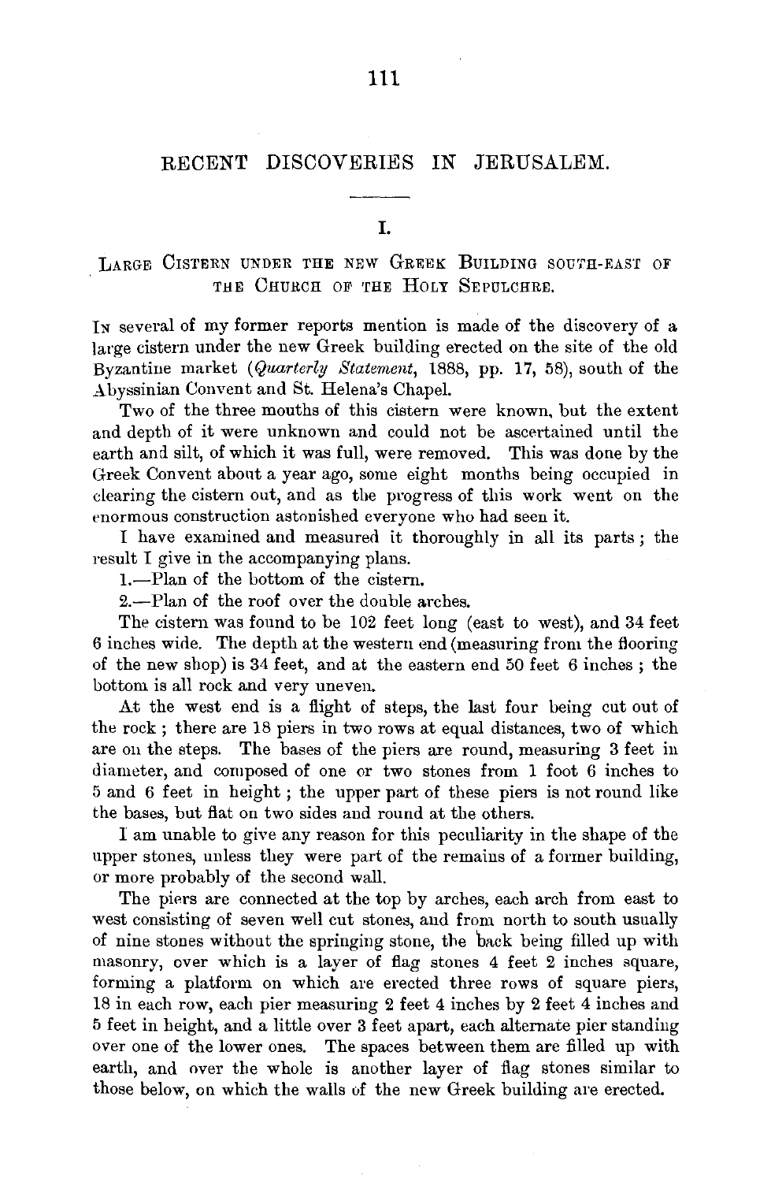# RECENT DISCOVERIES IN JERUSALEM.

## I.

### LARGE CISTERN UNDER THE NEW GREEK BUILDING SOUTH-EAST OF THE CHURCH OF THE HOLY SEPULCHRE.

IN several of my former reports mention is made of the discovery of a large cistern under the new Greek building erected on the site of the old Byzantine market (*Quarterly Statement*, 1888, pp. 17, 58), south of the Abyssinian Convent and St. Helena's Chapel.

Two of the three mouths of this cistern were known, but the extent and depth of it were unknown and could not be ascertained until the earth and silt, of which it was full, were removed. This was done by the Greek Convent about a year ago, some eight months being occupied in clearing the cistern out, and as the progress of this work went on the enormous construction astonished everyone who had seen it.

I have examined and measured it thoroughly in all its parts; the result I give in the accompanying plans.

1.—Plan of the bottom of the cistern.

2.—Plan of the roof over the double arches.

The cistern was found to be 102 feet long (east to west), and 34 feet 6 inches wide. The depth at the western end (measuring from the flooring of the new shop) is 34 feet, and at the eastern end 50 feet 6 inches; the bottom is all rock and very uneven.

At the west end is a flight of steps, the last four being cut out of the rock; there are 18 piers in two rows at equal distances, two of which are on the steps. The bases of the piers are round, measuring 3 feet in diameter, and composed of one or two stones from 1 foot 6 inches to 5 and 6 feet in height; the upper part of these piers is not round like the bases, but flat on two sides and round at the others.

I am unable to give any reason for this peculiarity in the shape of the upper stones, unless they were part of the remains of a former building, or more probably of the second wall.

The piers are connected at the top by arches, each arch from east to west consisting of seven well cut stones, and from north to south usually of nine stones without the springing stone, the back being filled up with masonry, over which is a layer of flag stones 4 feet 2 inches square, forming a platform on which are erected three rows of square piers, 18 in each row, each pier measuring 2 feet 4 inches by 2 feet 4 inches and 5 feet in height, and a little over 3 feet apart, each alternate pier standing over one of the lower ones. The spaces between them are filled up with earth, and over the whole is another layer of flag stones similar to those below, on which the walls of the new Greek building are erected.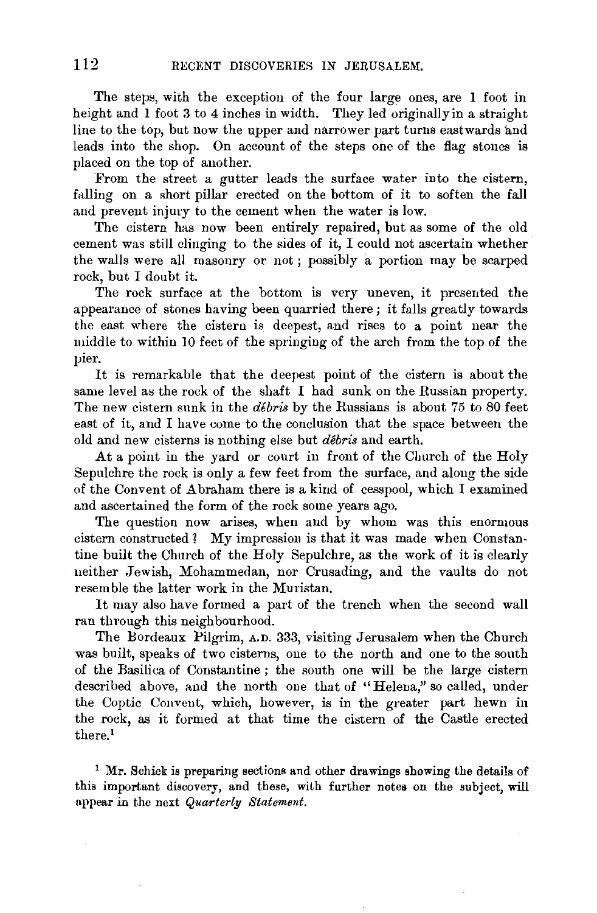The steps, with the exception of the four large ones, are 1 foot in height and 1 foot 3 to 4 inches in width. They led originally in a straight line to the top, but now the upper and narrower part turns eastwards and leads into the shop. On account of the steps one of the flag stones is placed on the top of another.

From the street a gutter leads the surface water into the cistern, falling on a short pillar erected on the bottom of it to soften the fall and prevent injury to the cement when the water is low.

The cistern has now been entirely repaired, but as some of the old cement was still clinging to the sides of it, I could not ascertain whether the walls were all masonry or not; possibly a portion may be scarped rock, but I doubt it.

The rock surface at the bottom is very uneven, it presented the appearance of stones having been quarried there; it falls greatly towards the east where the cistern is deepest, and rises to a point near the middle to within 10 feet of the springing of the arch from the top of the pier.

It is remarkable that the deepest point of the cistern is about the same level as the rock of the shaft I had sunk on the Russian property. The new cistern sunk in the *débris* by the Russians is about 75 to 80 feet east of it, and I have come to the conclusion that the space between the old and new cisterns is nothing else but *débris* and earth.

At a point in the yard or court in front of the Church of the Holy Sepulchre the rock is only a few feet from the surface, and along the side of the Convent of Abraham there is a kind of cesspool, which I examined and ascertained the form of the rock some years ago.

The question now arises, when and by whom was this enormous cistern constructed? My impression is that it was made when Constantine built the Church of the Holy Sepulchre, as the work of it is clearly neither Jewish, Mohammedan, nor Crusading, and the vaults do not resemble the latter work in the Muristan.

It may also have formed a part of the trench when the second wall ran through this neighbourhood.

The Bordeaux Pilgrim, A.D. 333, visiting Jerusalem when the Church was built, speaks of two cisterns, one to the north and one to the south of the Basilica of Constantine; the south one will be the large cistern described above, and the north one that of "Helena," so called, under the Coptic Convent, which, however, is in the greater part hewn in the rock, as it formed at that time the cistern of the Castle erected there.[1]

[1] Mr. Schick is preparing sections and other drawings showing the details of this important discovery, and these, with further notes on the subject, will appear in the next *Quarterly Statement*.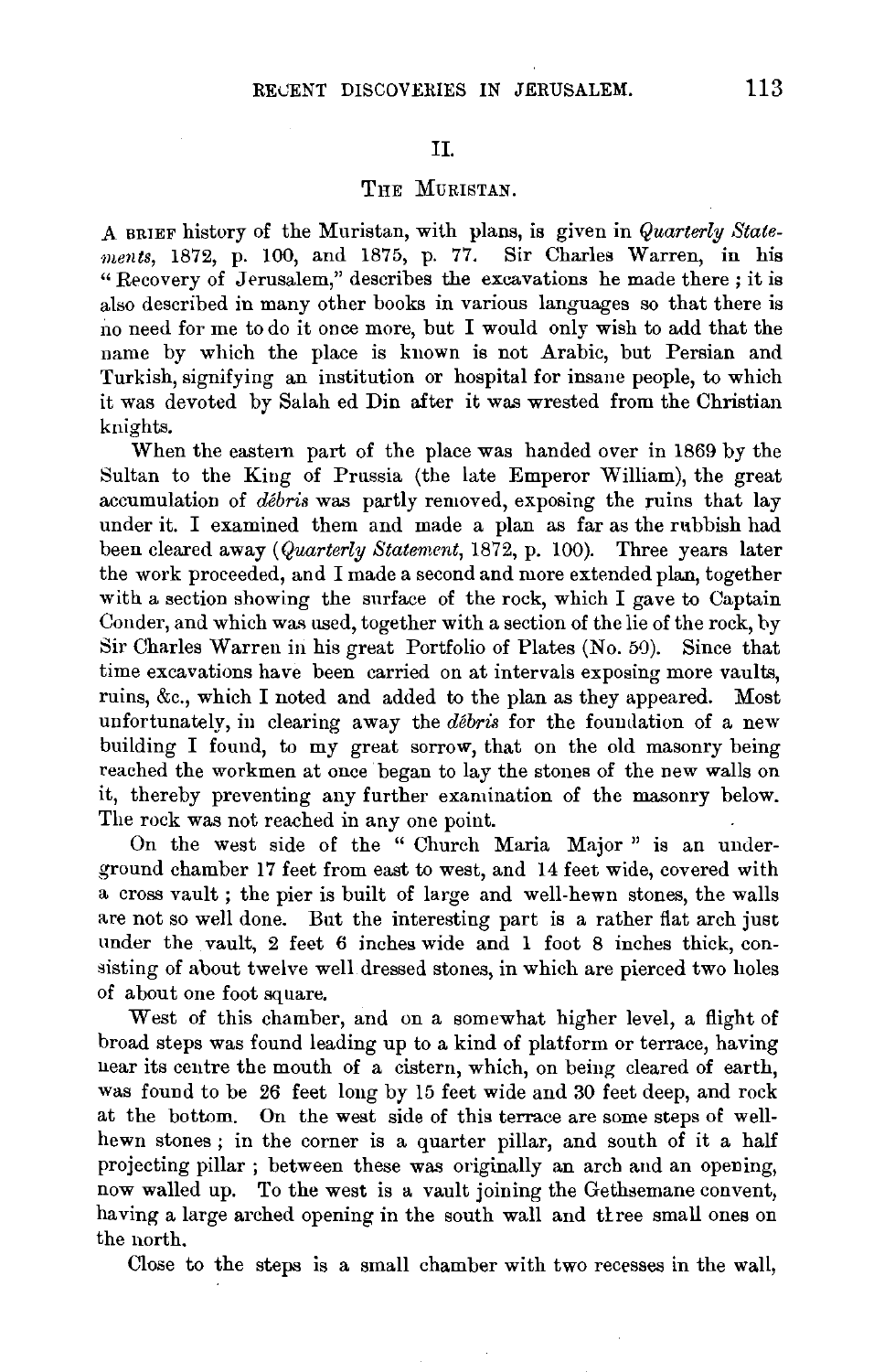## II.

## The Muristan.

A brief history of the Muristan, with plans, is given in *Quarterly Statements*, 1872, p. 100, and 1875, p. 77. Sir Charles Warren, in his "Recovery of Jerusalem," describes the excavations he made there; it is also described in many other books in various languages so that there is no need for me to do it once more, but I would only wish to add that the name by which the place is known is not Arabic, but Persian and Turkish, signifying an institution or hospital for insane people, to which it was devoted by Salah ed Din after it was wrested from the Christian knights.

When the eastern part of the place was handed over in 1869 by the Sultan to the King of Prussia (the late Emperor William), the great accumulation of *débris* was partly removed, exposing the ruins that lay under it. I examined them and made a plan as far as the rubbish had been cleared away (*Quarterly Statement*, 1872, p. 100). Three years later the work proceeded, and I made a second and more extended plan, together with a section showing the surface of the rock, which I gave to Captain Conder, and which was used, together with a section of the lie of the rock, by Sir Charles Warren in his great Portfolio of Plates (No. 50). Since that time excavations have been carried on at intervals exposing more vaults, ruins, &c., which I noted and added to the plan as they appeared. Most unfortunately, in clearing away the *débris* for the foundation of a new building I found, to my great sorrow, that on the old masonry being reached the workmen at once began to lay the stones of the new walls on it, thereby preventing any further examination of the masonry below. The rock was not reached in any one point.

On the west side of the "Church Maria Major" is an underground chamber 17 feet from east to west, and 14 feet wide, covered with a cross vault; the pier is built of large and well-hewn stones, the walls are not so well done. But the interesting part is a rather flat arch just under the vault, 2 feet 6 inches wide and 1 foot 8 inches thick, consisting of about twelve well dressed stones, in which are pierced two holes of about one foot square.

West of this chamber, and on a somewhat higher level, a flight of broad steps was found leading up to a kind of platform or terrace, having near its centre the mouth of a cistern, which, on being cleared of earth, was found to be 26 feet long by 15 feet wide and 30 feet deep, and rock at the bottom. On the west side of this terrace are some steps of well-hewn stones; in the corner is a quarter pillar, and south of it a half projecting pillar; between these was originally an arch and an opening, now walled up. To the west is a vault joining the Gethsemane convent, having a large arched opening in the south wall and three small ones on the north.

Close to the steps is a small chamber with two recesses in the wall,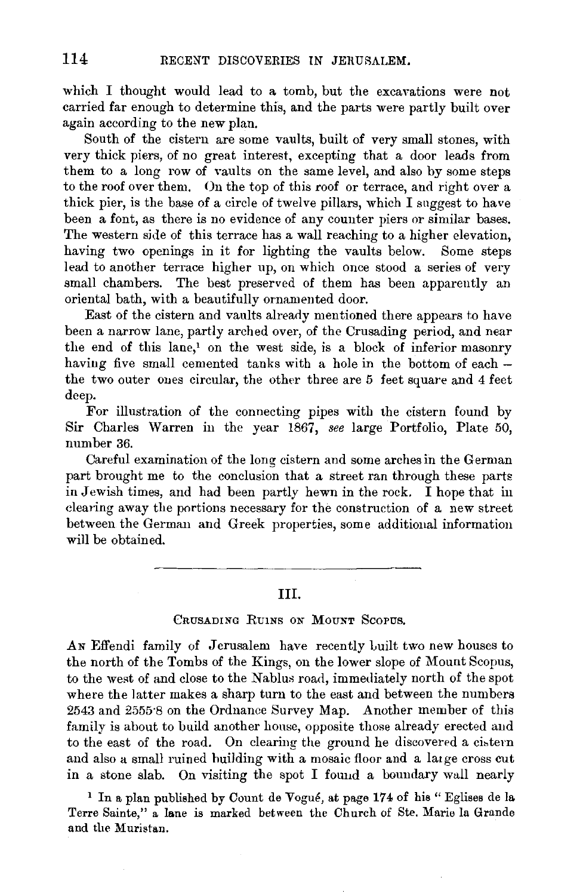which I thought would lead to a tomb, but the excavations were not carried far enough to determine this, and the parts were partly built over again according to the new plan.

South of the cistern are some vaults, built of very small stones, with very thick piers, of no great interest, excepting that a door leads from them to a long row of vaults on the same level, and also by some steps to the roof over them. On the top of this roof or terrace, and right over a thick pier, is the base of a circle of twelve pillars, which I suggest to have been a font, as there is no evidence of any counter piers or similar bases. The western side of this terrace has a wall reaching to a higher elevation, having two openings in it for lighting the vaults below. Some steps lead to another terrace higher up, on which once stood a series of very small chambers. The best preserved of them has been apparently an oriental bath, with a beautifully ornamented door.

East of the cistern and vaults already mentioned there appears to have been a narrow lane, partly arched over, of the Crusading period, and near the end of this lane,[1] on the west side, is a block of inferior masonry having five small cemented tanks with a hole in the bottom of each – the two outer ones circular, the other three are 5 feet square and 4 feet deep.

For illustration of the connecting pipes with the cistern found by Sir Charles Warren in the year 1867, *see* large Portfolio, Plate 50, number 36.

Careful examination of the long cistern and some arches in the German part brought me to the conclusion that a street ran through these parts in Jewish times, and had been partly hewn in the rock. I hope that in clearing away the portions necessary for the construction of a new street between the German and Greek properties, some additional information will be obtained.

---

## III.

### Crusading Ruins on Mount Scopus.

An Effendi family of Jerusalem have recently built two new houses to the north of the Tombs of the Kings, on the lower slope of Mount Scopus, to the west of and close to the Nablus road, immediately north of the spot where the latter makes a sharp turn to the east and between the numbers 2543 and 2555·8 on the Ordnance Survey Map. Another member of this family is about to build another house, opposite those already erected and to the east of the road. On clearing the ground he discovered a cistern and also a small ruined building with a mosaic floor and a large cross cut in a stone slab. On visiting the spot I found a boundary wall nearly

[1] In a plan published by Count de Vogüé, at page 174 of his "Eglises de la Terre Sainte," a lane is marked between the Church of Ste. Marie la Grande and the Muristan.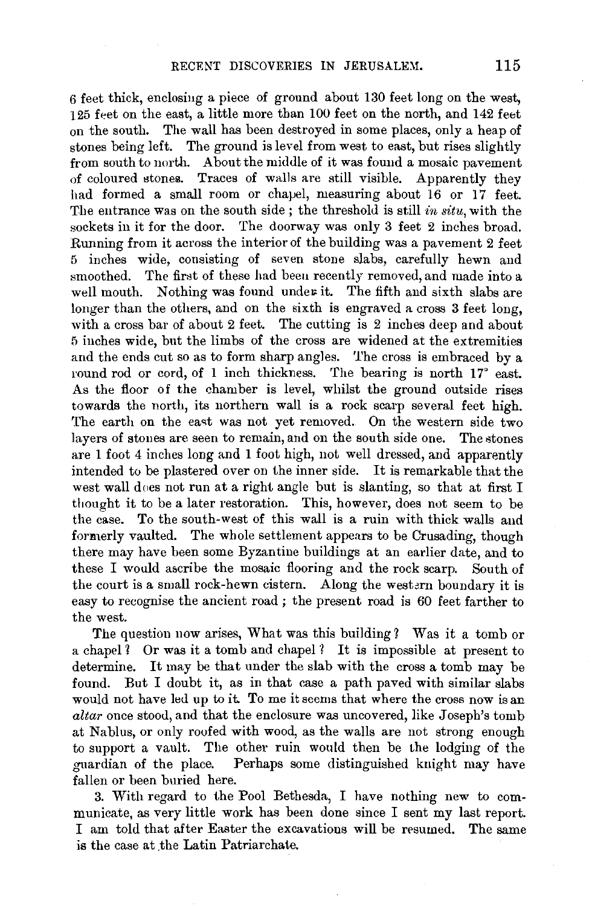6 feet thick, enclosing a piece of ground about 130 feet long on the west, 125 feet on the east, a little more than 100 feet on the north, and 142 feet on the south. The wall has been destroyed in some places, only a heap of stones being left. The ground is level from west to east, but rises slightly from south to north. About the middle of it was found a mosaic pavement of coloured stones. Traces of walls are still visible. Apparently they had formed a small room or chapel, measuring about 16 or 17 feet. The entrance was on the south side ; the threshold is still *in situ*, with the sockets in it for the door. The doorway was only 3 feet 2 inches broad. Running from it across the interior of the building was a pavement 2 feet 5 inches wide, consisting of seven stone slabs, carefully hewn and smoothed. The first of these had been recently removed, and made into a well mouth. Nothing was found under it. The fifth and sixth slabs are longer than the others, and on the sixth is engraved a cross 3 feet long, with a cross bar of about 2 feet. The cutting is 2 inches deep and about 5 inches wide, but the limbs of the cross are widened at the extremities and the ends cut so as to form sharp angles. The cross is embraced by a round rod or cord, of 1 inch thickness. The bearing is north 17° east. As the floor of the chamber is level, whilst the ground outside rises towards the north, its northern wall is a rock scarp several feet high. The earth on the east was not yet removed. On the western side two layers of stones are seen to remain, and on the south side one. The stones are 1 foot 4 inches long and 1 foot high, not well dressed, and apparently intended to be plastered over on the inner side. It is remarkable that the west wall does not run at a right angle but is slanting, so that at first I thought it to be a later restoration. This, however, does not seem to be the case. To the south-west of this wall is a ruin with thick walls and formerly vaulted. The whole settlement appears to be Crusading, though there may have been some Byzantine buildings at an earlier date, and to these I would ascribe the mosaic flooring and the rock scarp. South of the court is a small rock-hewn cistern. Along the western boundary it is easy to recognise the ancient road ; the present road is 60 feet farther to the west.

The question now arises, What was this building ? Was it a tomb or a chapel ? Or was it a tomb and chapel ? It is impossible at present to determine. It may be that under the slab with the cross a tomb may be found. But I doubt it, as in that case a path paved with similar slabs would not have led up to it. To me it seems that where the cross now is an *altar* once stood, and that the enclosure was uncovered, like Joseph's tomb at Nablus, or only roofed with wood, as the walls are not strong enough to support a vault. The other ruin would then be the lodging of the guardian of the place. Perhaps some distinguished knight may have fallen or been buried here.

3. With regard to the Pool Bethesda, I have nothing new to communicate, as very little work has been done since I sent my last report. I am told that after Easter the excavations will be resumed. The same is the case at the Latin Patriarchate.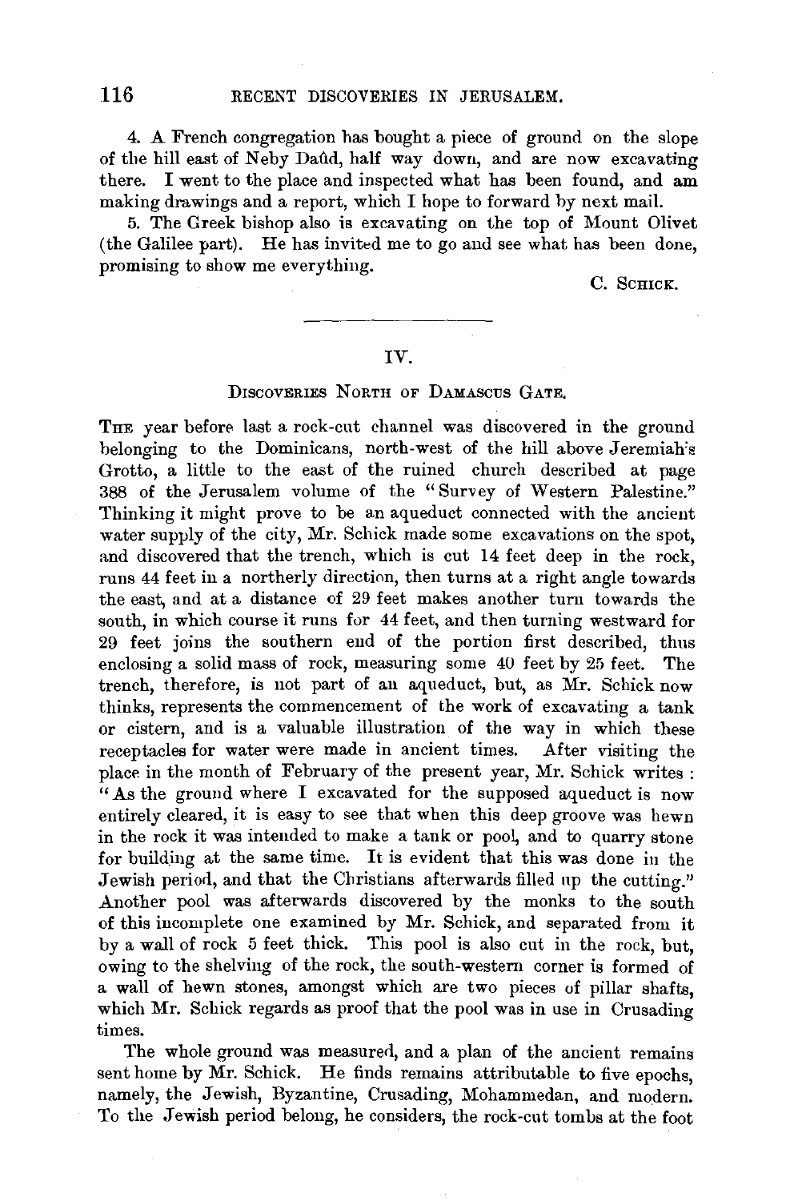4. A French congregation has bought a piece of ground on the slope of the hill east of Neby Daûd, half way down, and are now excavating there. I went to the place and inspected what has been found, and am making drawings and a report, which I hope to forward by next mail.

5. The Greek bishop also is excavating on the top of Mount Olivet (the Galilee part). He has invited me to go and see what has been done, promising to show me everything.

C. SCHICK.

---

## IV.

### DISCOVERIES NORTH OF DAMASCUS GATE.

THE year before last a rock-cut channel was discovered in the ground belonging to the Dominicans, north-west of the hill above Jeremiah's Grotto, a little to the east of the ruined church described at page 388 of the Jerusalem volume of the "Survey of Western Palestine." Thinking it might prove to be an aqueduct connected with the ancient water supply of the city, Mr. Schick made some excavations on the spot, and discovered that the trench, which is cut 14 feet deep in the rock, runs 44 feet in a northerly direction, then turns at a right angle towards the east, and at a distance of 29 feet makes another turn towards the south, in which course it runs for 44 feet, and then turning westward for 29 feet joins the southern end of the portion first described, thus enclosing a solid mass of rock, measuring some 40 feet by 25 feet. The trench, therefore, is not part of an aqueduct, but, as Mr. Schick now thinks, represents the commencement of the work of excavating a tank or cistern, and is a valuable illustration of the way in which these receptacles for water were made in ancient times. After visiting the place in the month of February of the present year, Mr. Schick writes: "As the ground where I excavated for the supposed aqueduct is now entirely cleared, it is easy to see that when this deep groove was hewn in the rock it was intended to make a tank or pool, and to quarry stone for building at the same time. It is evident that this was done in the Jewish period, and that the Christians afterwards filled up the cutting." Another pool was afterwards discovered by the monks to the south of this incomplete one examined by Mr. Schick, and separated from it by a wall of rock 5 feet thick. This pool is also cut in the rock, but, owing to the shelving of the rock, the south-western corner is formed of a wall of hewn stones, amongst which are two pieces of pillar shafts, which Mr. Schick regards as proof that the pool was in use in Crusading times.

The whole ground was measured, and a plan of the ancient remains sent home by Mr. Schick. He finds remains attributable to five epochs, namely, the Jewish, Byzantine, Crusading, Mohammedan, and modern. To the Jewish period belong, he considers, the rock-cut tombs at the foot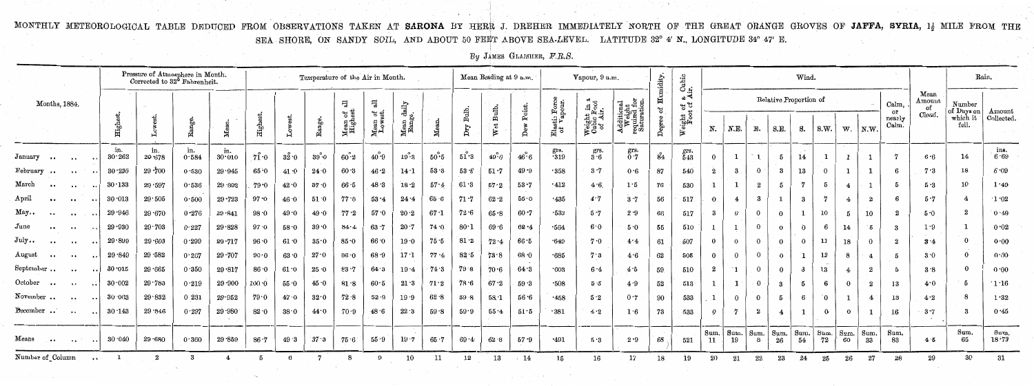MONTHLY METEOROLOGICAL TABLE DEDUCED FROM OBSERVATIONS TAKEN AT **SARONA** BY HERR J. DREHER IMMEDIATELY NORTH OF THE GREAT ORANGE GROVES OF **JAFFA, SYRIA**, 1½ MILE FROM THE SEA SHORE, ON SANDY SOIL, AND ABOUT 50 FEET ABOVE SEA-LEVEL. LATITUDE 32° 4′ N., LONGITUDE 34° 47′ E.

*By* JAMES GLAISHER, *F.R.S.*

| Months, 1884. | Pressure of Atmosphere in Month. Corrected to 32° Fahrenheit. | | | | Temperature of the Air in Month. | | | | | | | Mean Reading at 9 a.m. | | | Vapour, 9 a.m. | | | Degree of Humidity. | Weight of a Cubic Foot of Air. | Wind. | | | | | | | | | Mean Amount of Cloud. | Rain. | |
|---|---|---|---|---|---|---|---|---|---|---|---|---|---|---|---|---|---|---|---|---|---|---|---|---|---|---|---|---|---|---|---|
| | Highest. | Lowest. | Range. | Mean. | Highest. | Lowest. | Range. | Mean of all Highest | Mean of all Lowest. | Mean daily Range. | Mean. | Dry Bulb. | Wet Bulb. | Dew Point. | Elastic Force of Vapour. | Weight in a Cubic Foot of Air. | Additional Weight required for Saturation. | | | Relative Proportion of N. | N.E. | E. | S.E. | S. | S.W. | W. | N.W. | Calm, or nearly Calm. | | Number of Days on which it fell. | Amount Collected. |
| January | in. 30·262 | in. 29·678 | in. 0·584 | in. 30·010 | 71°·0 | 32°·0 | 39°·0 | 60°·2 | 40°·9 | 19°·3 | 50°·5 | 51°·3 | 49°·0 | 46°·6 | grs. ·319 | grs. 3·6 | grs. 0·7 | 84 | grs. 543 | 0 | 1 | 1 | 5 | 14 | 1 | 1 | 1 | 7 | 6·6 | 14 | ins. 6·69 |
| February | 30·235 | 29·700 | 0·530 | 29·945 | 65·0 | 41·0 | 24·0 | 60·3 | 46·2 | 14·1 | 53·3 | 53·6 | 51·7 | 49·9 | ·358 | 3·7 | 0·6 | 87 | 540 | 2 | 3 | 0 | 3 | 13 | 0 | 1 | 1 | 6 | 7·3 | 18 | 6·09 |
| March | 30·133 | 29·597 | 0·536 | 29·892 | 79·0 | 42·0 | 37·0 | 66·5 | 48·3 | 18·2 | 57·4 | 61·3 | 57·2 | 53·7 | ·412 | 4·6 | 1·5 | 76 | 530 | 1 | 1 | 2 | 5 | 7 | 5 | 4 | 1 | 5 | 5·3 | 10 | 1·40 |
| April | 30·013 | 29·505 | 0·500 | 29·723 | 97·0 | 46·0 | 51·0 | 77·8 | 53·4 | 24·4 | 65·6 | 71·7 | 62·2 | 55·0 | ·435 | 4·7 | 3·7 | 56 | 517 | 0 | 4 | 3 | 1 | 3 | 7 | 4 | 2 | 6 | 5·7 | 4 | 1·02 |
| May | 29·946 | 29·670 | 0·276 | 29·841 | 98·0 | 49·0 | 49·0 | 77·2 | 57·0 | 20·2 | 67·1 | 72·6 | 65·8 | 60·7 | ·533 | 5·7 | 2·9 | 66 | 517 | 3 | 6 | 0 | 0 | 1 | 10 | 5 | 10 | 2 | 5·0 | 2 | 0·49 |
| June | 29·930 | 29·703 | 0·227 | 29·828 | 97·0 | 58·0 | 39·0 | 84·4 | 63·7 | 20·7 | 74·0 | 80·1 | 69·6 | 62·4 | ·564 | 6·0 | 5·0 | 55 | 510 | 1 | 1 | 0 | 0 | 0 | 6 | 14 | 5 | 3 | 1·9 | 1 | 0·02 |
| July | 29·899 | 29·600 | 0·299 | 29·717 | 96·0 | 61·0 | 35·0 | 85·0 | 66·0 | 19·0 | 75·5 | 81·2 | 72·4 | 66·5 | ·640 | 7·0 | 4·4 | 61 | 507 | 0 | 0 | 0 | 0 | 0 | 11 | 18 | 0 | 2 | 3·4 | 0 | 0·00 |
| August | 29·849 | 29·582 | 0·267 | 29·707 | 90·0 | 63·0 | 27·0 | 86·0 | 68·9 | 17·1 | 77·4 | 82·5 | 73·8 | 68·0 | ·685 | 7·3 | 4·6 | 62 | 505 | 0 | 0 | 0 | 0 | 1 | 12 | 8 | 4 | 5 | 3·0 | 0 | 0·30 |
| September | 30·015 | 29·665 | 0·350 | 29·817 | 86·0 | 61·0 | 25·0 | 83·7 | 64·3 | 19·4 | 74·3 | 79·8 | 70·6 | 64·3 | ·603 | 6·4 | 4·5 | 59 | 510 | 2 | 1 | 0 | 0 | 3 | 13 | 4 | 2 | 5 | 3·8 | 0 | 0·00 |
| October | 30·002 | 29·783 | 0·219 | 29·900 | 100·0 | 55·0 | 45·0 | 81·8 | 60·5 | 21·3 | 71·2 | 78·6 | 67·2 | 59·3 | ·508 | 5·5 | 4·9 | 52 | 513 | 1 | 1 | 0 | 3 | 5 | 6 | 0 | 2 | 13 | 4·0 | 5 | 1·16 |
| November | 30·063 | 29·832 | 0·231 | 29·952 | 79·0 | 47·0 | 32·0 | 72·8 | 52·9 | 19·9 | 62·8 | 59·8 | 58·1 | 56·6 | ·458 | 5·2 | 0·7 | 90 | 533 | 1 | 0 | 0 | 5 | 6 | 0 | 1 | 4 | 13 | 4·2 | 8 | 1·32 |
| December | 30·143 | 29·846 | 0·297 | 29·980 | 82·0 | 38·0 | 44·0 | 70·9 | 48·6 | 22·3 | 59·8 | 59·9 | 55·4 | 51·5 | ·381 | 4·2 | 1·6 | 73 | 533 | 0 | 7 | 2 | 4 | 1 | 0 | 0 | 1 | 16 | 3·7 | 3 | 0·45 |
| Means | 30·040 | 29·680 | 0·360 | 29·859 | 86·7 | 49·3 | 37·3 | 75·6 | 55·9 | 19·7 | 65·7 | 69·4 | 62·8 | 57·9 | ·491 | 5·3 | 2·9 | 68 | 521 | Sum. 11 | Sum. 19 | Sum. 8 | Sum. 26 | Sum. 54 | Sum. 72 | Sum. 60 | Sum. 33 | Sum. 83 | 4·5 | Sum. 65 | Sum. 18·73 |
| Number of Column | 1 | 2 | 3 | 4 | 5 | 6 | 7 | 8 | 9 | 10 | 11 | 12 | 13 | 14 | 15 | 16 | 17 | 18 | 19 | 20 | 21 | 22 | 23 | 24 | 25 | 26 | 27 | 28 | 29 | 30 | 31 |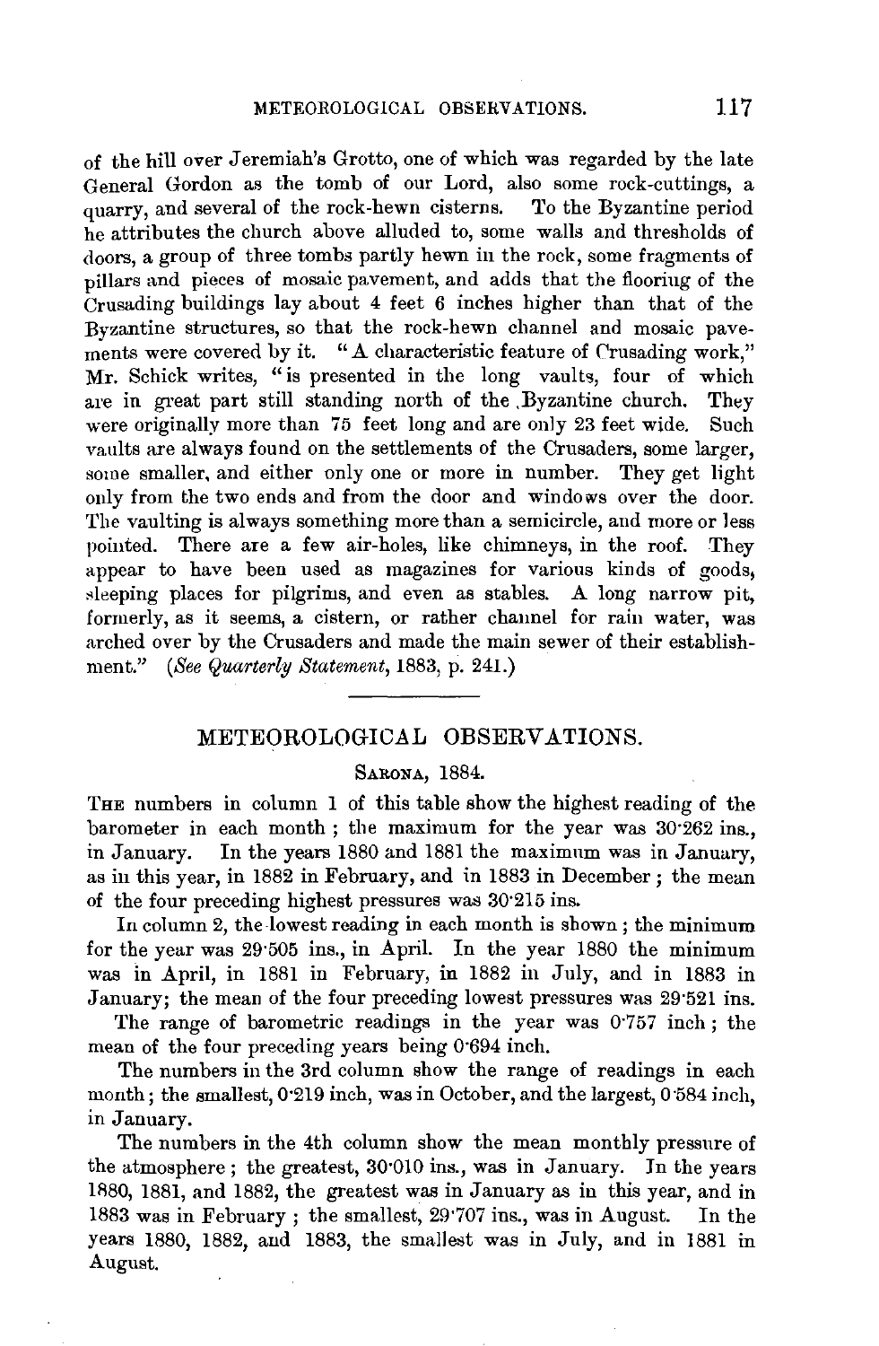of the hill over Jeremiah's Grotto, one of which was regarded by the late General Gordon as the tomb of our Lord, also some rock-cuttings, a quarry, and several of the rock-hewn cisterns. To the Byzantine period he attributes the church above alluded to, some walls and thresholds of doors, a group of three tombs partly hewn in the rock, some fragments of pillars and pieces of mosaic pavement, and adds that the flooring of the Crusading buildings lay about 4 feet 6 inches higher than that of the Byzantine structures, so that the rock-hewn channel and mosaic pavements were covered by it. "A characteristic feature of Crusading work," Mr. Schick writes, "is presented in the long vaults, four of which are in great part still standing north of the Byzantine church. They were originally more than 75 feet long and are only 23 feet wide. Such vaults are always found on the settlements of the Crusaders, some larger, some smaller, and either only one or more in number. They get light only from the two ends and from the door and windows over the door. The vaulting is always something more than a semicircle, and more or less pointed. There are a few air-holes, like chimneys, in the roof. They appear to have been used as magazines for various kinds of goods, sleeping places for pilgrims, and even as stables. A long narrow pit, formerly, as it seems, a cistern, or rather channel for rain water, was arched over by the Crusaders and made the main sewer of their establishment." (*See Quarterly Statement*, 1883, p. 241.)

---

## METEOROLOGICAL OBSERVATIONS.

### Sarona, 1884.

The numbers in column 1 of this table show the highest reading of the barometer in each month; the maximum for the year was 30·262 ins., in January. In the years 1880 and 1881 the maximum was in January, as in this year, in 1882 in February, and in 1883 in December; the mean of the four preceding highest pressures was 30·215 ins.

In column 2, the lowest reading in each month is shown; the minimum for the year was 29·505 ins., in April. In the year 1880 the minimum was in April, in 1881 in February, in 1882 in July, and in 1883 in January; the mean of the four preceding lowest pressures was 29·521 ins.

The range of barometric readings in the year was 0·757 inch; the mean of the four preceding years being 0·694 inch.

The numbers in the 3rd column show the range of readings in each month; the smallest, 0·219 inch, was in October, and the largest, 0·584 inch, in January.

The numbers in the 4th column show the mean monthly pressure of the atmosphere; the greatest, 30·010 ins., was in January. In the years 1880, 1881, and 1882, the greatest was in January as in this year, and in 1883 was in February; the smallest, 29·707 ins., was in August. In the years 1880, 1882, and 1883, the smallest was in July, and in 1881 in August.